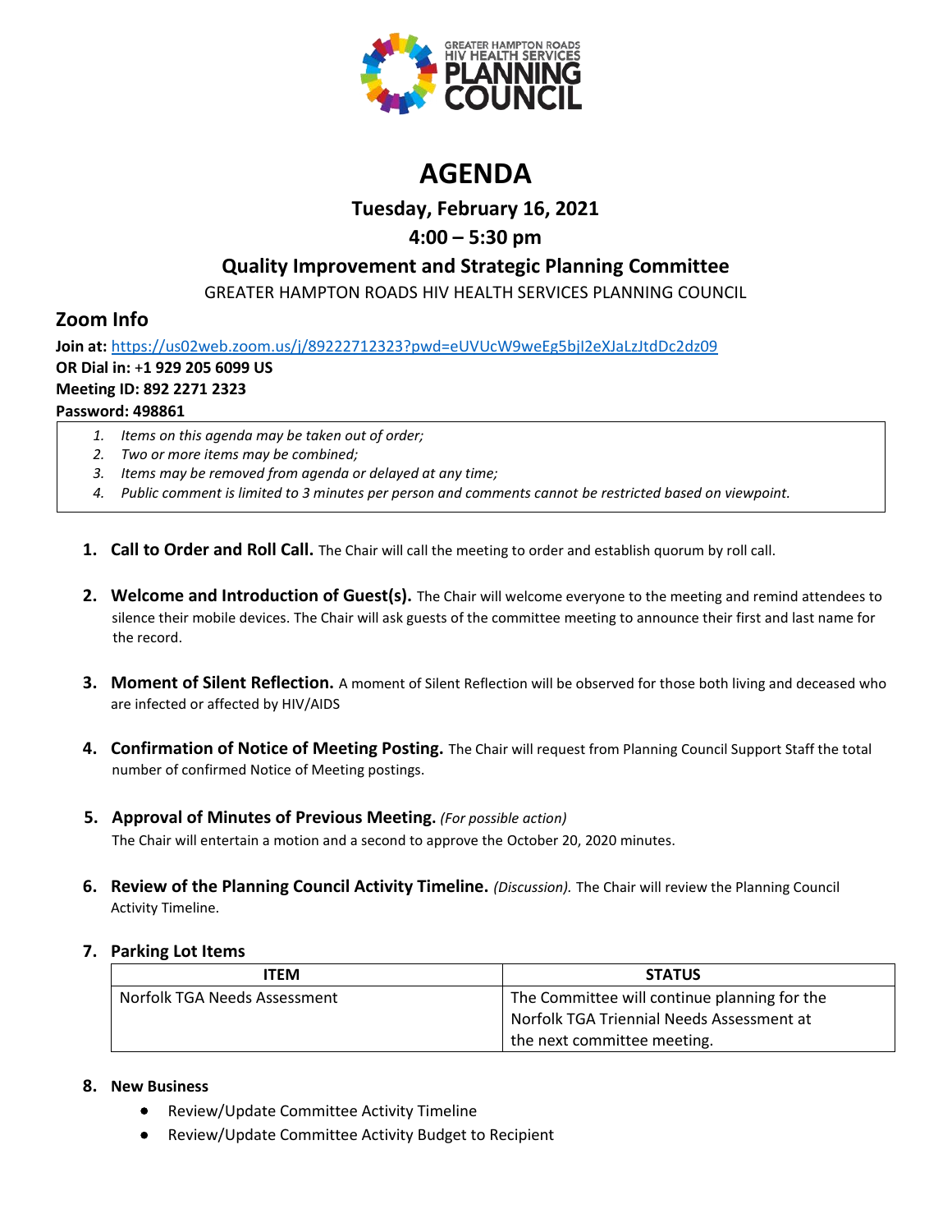GREATER HAMPTON ROADS HIV HEALTH SERVICES PLANNING COUNCIL

# AGENDA

## Tuesday, February 16, 2021

## 4:00 – 5:30 pm

## Quality Improvement and Strategic Planning Committee

GREATER HAMPTON ROADS HIV HEALTH SERVICES PLANNING COUNCIL

## Zoom Info

**Join at:** https://us02web.zoom.us/j/89222712323?pwd=eUVUcW9weEg5bjI2eXJaLzJtdDc2dz09
**OR Dial in:** +1 929 205 6099 US
**Meeting ID:** 892 2271 2323
**Password:** 498861

1. *Items on this agenda may be taken out of order;*
2. *Two or more items may be combined;*
3. *Items may be removed from agenda or delayed at any time;*
4. *Public comment is limited to 3 minutes per person and comments cannot be restricted based on viewpoint.*

1. **Call to Order and Roll Call.** The Chair will call the meeting to order and establish quorum by roll call.

2. **Welcome and Introduction of Guest(s).** The Chair will welcome everyone to the meeting and remind attendees to silence their mobile devices. The Chair will ask guests of the committee meeting to announce their first and last name for the record.

3. **Moment of Silent Reflection.** A moment of Silent Reflection will be observed for those both living and deceased who are infected or affected by HIV/AIDS

4. **Confirmation of Notice of Meeting Posting.** The Chair will request from Planning Council Support Staff the total number of confirmed Notice of Meeting postings.

5. **Approval of Minutes of Previous Meeting.** *(For possible action)* The Chair will entertain a motion and a second to approve the October 20, 2020 minutes.

6. **Review of the Planning Council Activity Timeline.** *(Discussion).* The Chair will review the Planning Council Activity Timeline.

7. **Parking Lot Items**

| ITEM | STATUS |
| --- | --- |
| Norfolk TGA Needs Assessment | The Committee will continue planning for the Norfolk TGA Triennial Needs Assessment at the next committee meeting. |

8. **New Business**
   - Review/Update Committee Activity Timeline
   - Review/Update Committee Activity Budget to Recipient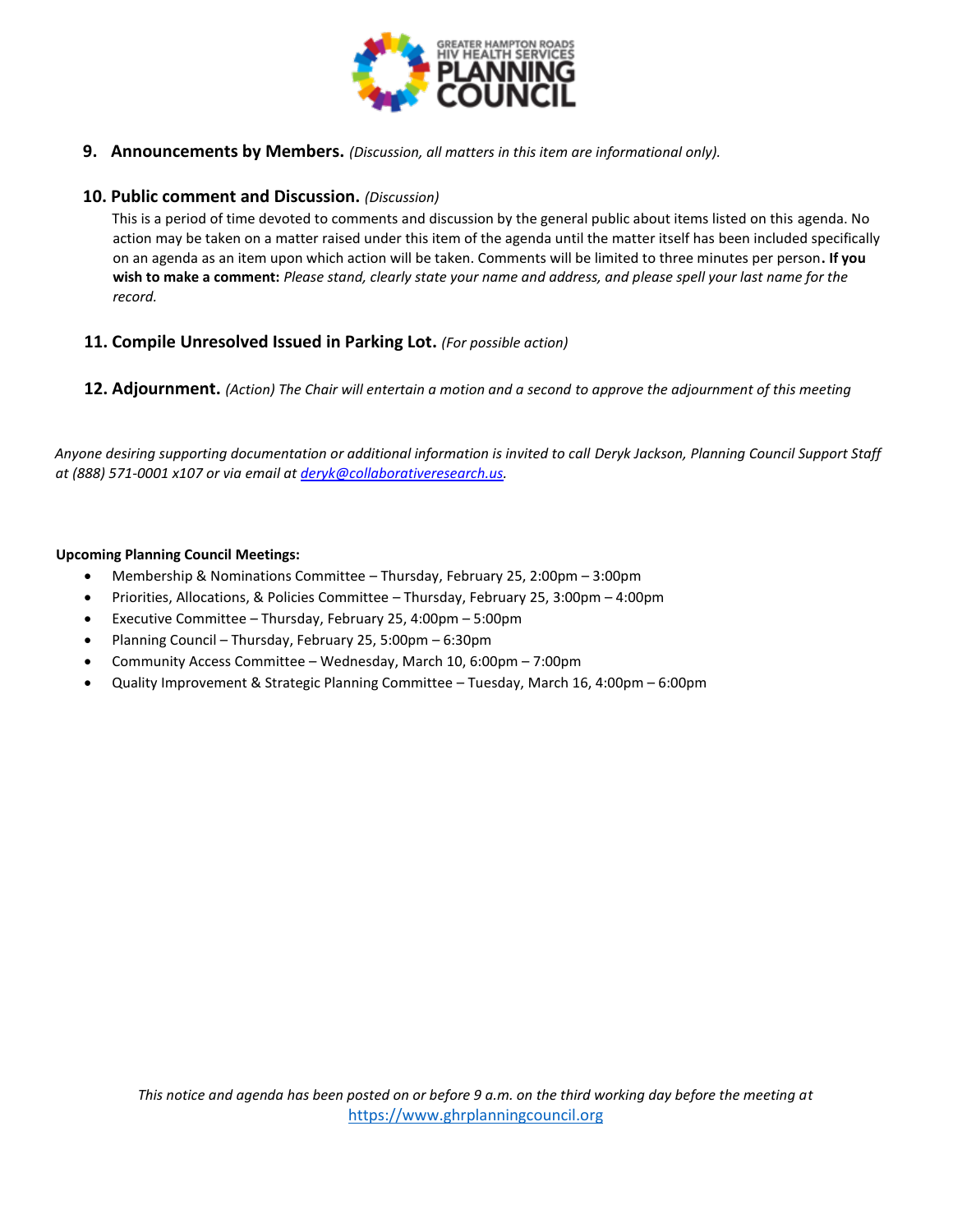9. **Announcements by Members.** *(Discussion, all matters in this item are informational only).*

10. **Public comment and Discussion.** *(Discussion)*
    This is a period of time devoted to comments and discussion by the general public about items listed on this agenda. No action may be taken on a matter raised under this item of the agenda until the matter itself has been included specifically on an agenda as an item upon which action will be taken. Comments will be limited to three minutes per person**. If you wish to make a comment:** *Please stand, clearly state your name and address, and please spell your last name for the record.*

11. **Compile Unresolved Issued in Parking Lot.** *(For possible action)*

12. **Adjournment.** *(Action) The Chair will entertain a motion and a second to approve the adjournment of this meeting*

*Anyone desiring supporting documentation or additional information is invited to call Deryk Jackson, Planning Council Support Staff at (888) 571-0001 x107 or via email at [deryk@collaborativeresearch.us](mailto:deryk@collaborativeresearch.us).*

**Upcoming Planning Council Meetings:**

- Membership & Nominations Committee – Thursday, February 25, 2:00pm – 3:00pm
- Priorities, Allocations, & Policies Committee – Thursday, February 25, 3:00pm – 4:00pm
- Executive Committee – Thursday, February 25, 4:00pm – 5:00pm
- Planning Council – Thursday, February 25, 5:00pm – 6:30pm
- Community Access Committee – Wednesday, March 10, 6:00pm – 7:00pm
- Quality Improvement & Strategic Planning Committee – Tuesday, March 16, 4:00pm – 6:00pm

*This notice and agenda has been posted on or before 9 a.m. on the third working day before the meeting at* [https://www.ghrplanningcouncil.org](https://www.ghrplanningcouncil.org)